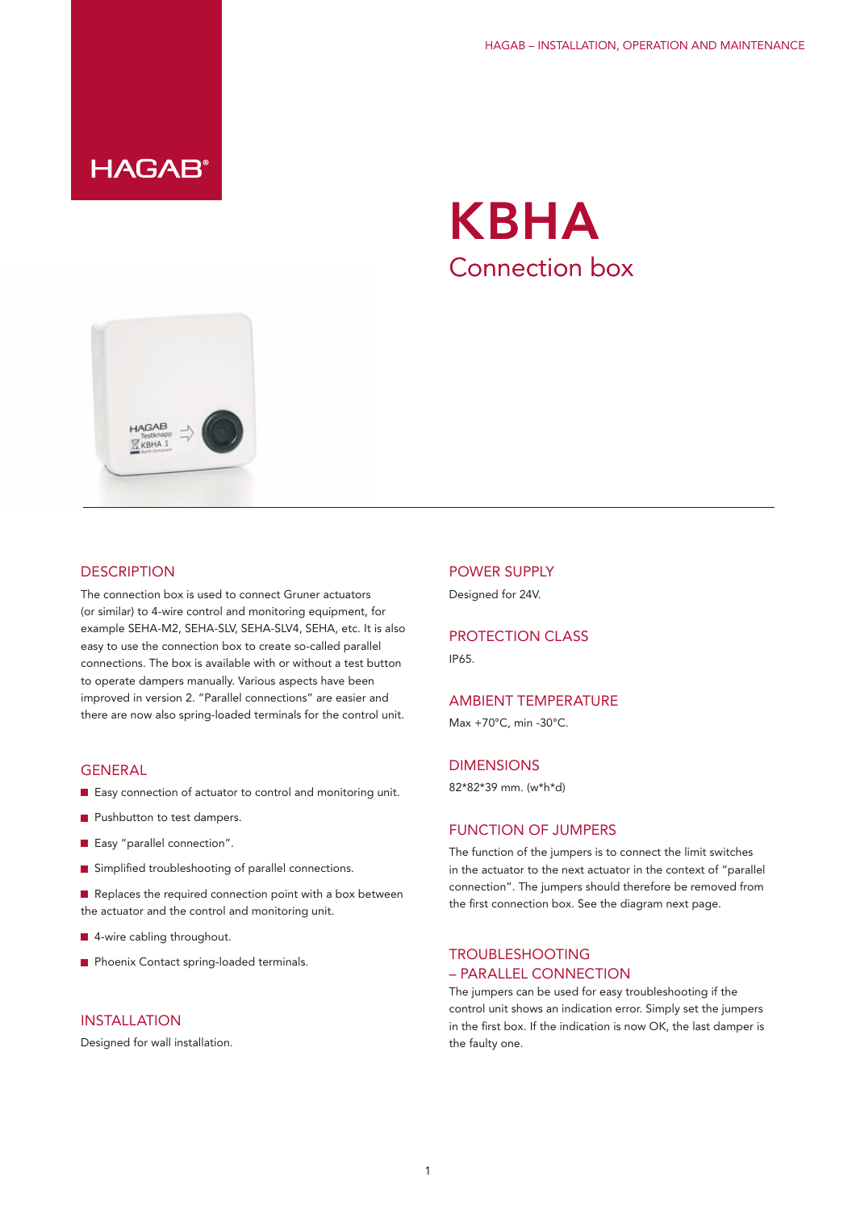# KBHA

## Connection box

## DESCRIPTION

The connection box is used to connect Gruner actuators (or similar) to 4-wire control and monitoring equipment, for example SEHA-M2, SEHA-SLV, SEHA-SLV4, SEHA, etc. It is also easy to use the connection box to create so-called parallel connections. The box is available with or without a test button to operate dampers manually. Various aspects have been improved in version 2. "Parallel connections" are easier and there are now also spring-loaded terminals for the control unit.

## GENERAL

- Easy connection of actuator to control and monitoring unit.
- Pushbutton to test dampers.
- Easy "parallel connection".
- Simplified troubleshooting of parallel connections.
- Replaces the required connection point with a box between the actuator and the control and monitoring unit.
- 4-wire cabling throughout.
- Phoenix Contact spring-loaded terminals.

## INSTALLATION

Designed for wall installation.

## POWER SUPPLY

Designed for 24V.

## PROTECTION CLASS

IP65.

## AMBIENT TEMPERATURE

Max +70°C, min -30°C.

## DIMENSIONS

82*82*39 mm. (w*h*d)

## FUNCTION OF JUMPERS

The function of the jumpers is to connect the limit switches in the actuator to the next actuator in the context of "parallel connection". The jumpers should therefore be removed from the first connection box. See the diagram next page.

## TROUBLESHOOTING – PARALLEL CONNECTION

The jumpers can be used for easy troubleshooting if the control unit shows an indication error. Simply set the jumpers in the first box. If the indication is now OK, the last damper is the faulty one.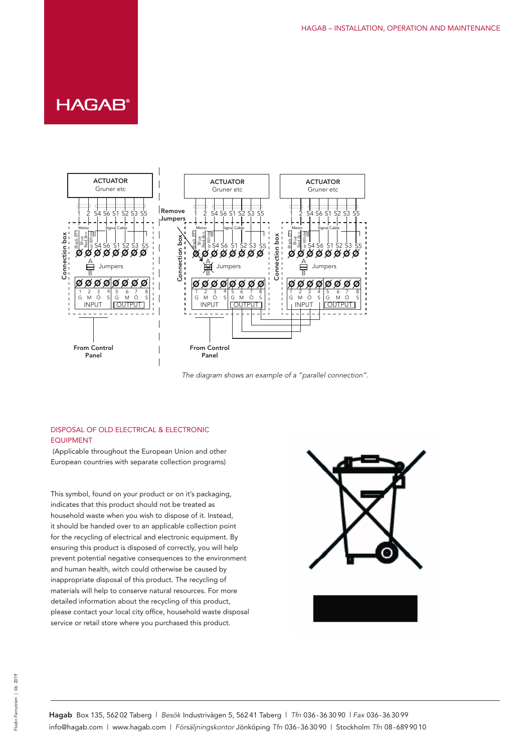ACTUATOR
Gruner etc

1 2 S4 S6 S1 S2 S3 S5

Motor
Signal Cable
Black or
Blue
Red Brn
or White

S4 S6 S1 S2 S3 S5

Connection box

A
Jumpers
B

1 2 3 4 5 6 7 8
G M Ö S G M Ö S
INPUT OUTPUT

From Control Panel

Remove Jumpers

ACTUATOR
Gruner etc

1 2 S4 S6 S1 S2 S3 S5

Connection box

Jumpers

INPUT OUTPUT

From Control Panel

ACTUATOR
Gruner etc

1 2 S4 S6 S1 S2 S3 S5

Connection box

Jumpers

INPUT OUTPUT

*The diagram shows an example of a "parallel connection".*

## DISPOSAL OF OLD ELECTRICAL & ELECTRONIC EQUIPMENT

(Applicable throughout the European Union and other European countries with separate collection programs)

This symbol, found on your product or on it's packaging, indicates that this product should not be treated as household waste when you wish to dispose of it. Instead, it should be handed over to an applicable collection point for the recycling of electrical and electronic equipment. By ensuring this product is disposed of correctly, you will help prevent potential negative consequences to the environment and human health, witch could otherwise be caused by inappropriate disposal of this product. The recycling of materials will help to conserve natural resources. For more detailed information about the recycling of this product, please contact your local city office, household waste disposal service or retail store where you purchased this product.

**Hagab** Box 135, 562 02 Taberg | *Besök* Industrivägen 5, 562 41 Taberg | *Tfn* 036-36 30 90 | *Fax* 036-36 30 99
info@hagab.com | www.hagab.com | *Försäljningskontor* Jönköping *Tfn* 036-36 30 90 | Stockholm *Tfn* 08-689 90 10